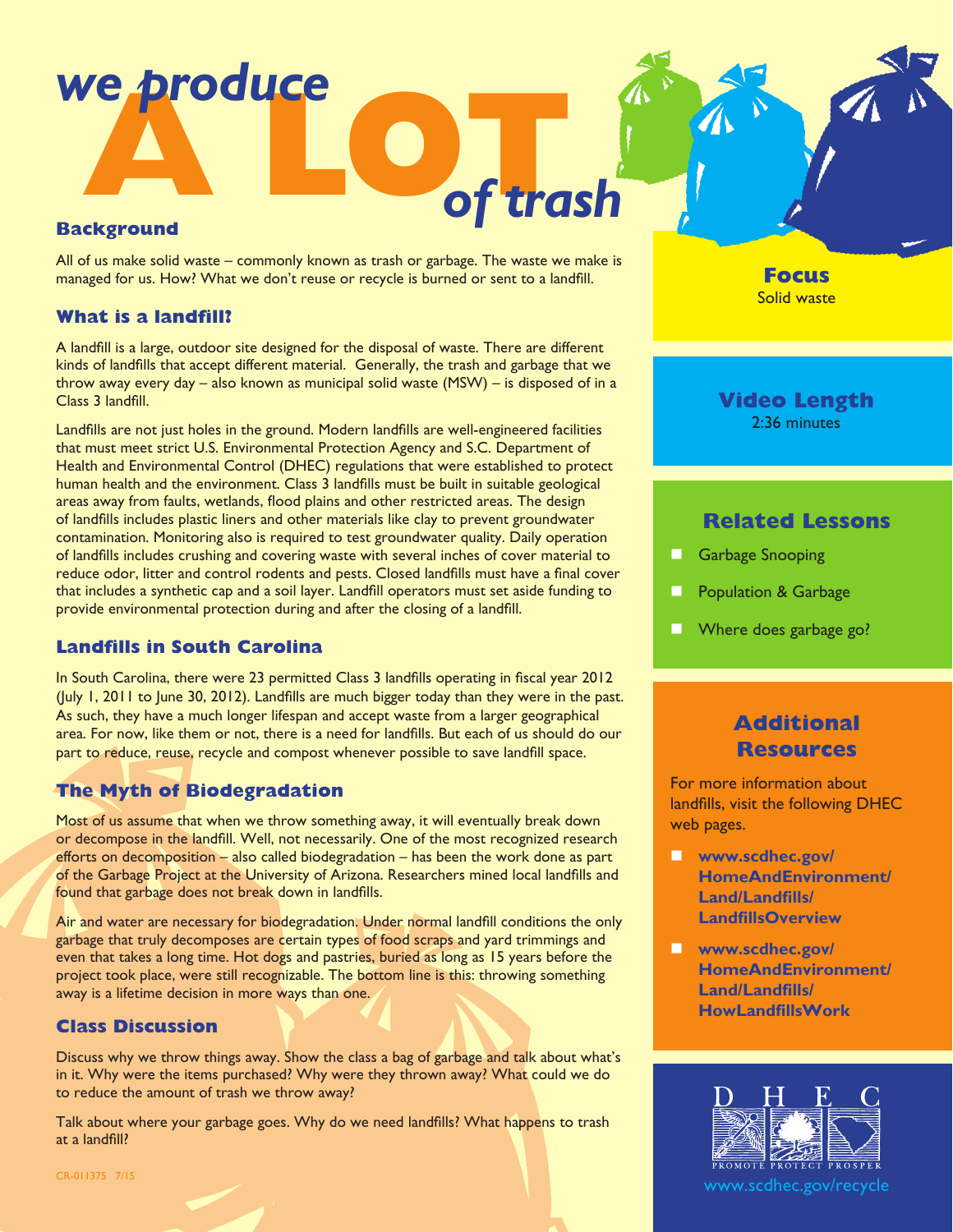# we produce A LOT of trash

## Background

All of us make solid waste – commonly known as trash or garbage. The waste we make is managed for us. How? What we don't reuse or recycle is burned or sent to a landfill.

### What is a landfill?

A landfill is a large, outdoor site designed for the disposal of waste. There are different kinds of landfills that accept different material. Generally, the trash and garbage that we throw away every day – also known as municipal solid waste (MSW) – is disposed of in a Class 3 landfill.

Landfills are not just holes in the ground. Modern landfills are well-engineered facilities that must meet strict U.S. Environmental Protection Agency and S.C. Department of Health and Environmental Control (DHEC) regulations that were established to protect human health and the environment. Class 3 landfills must be built in suitable geological areas away from faults, wetlands, flood plains and other restricted areas. The design of landfills includes plastic liners and other materials like clay to prevent groundwater contamination. Monitoring also is required to test groundwater quality. Daily operation of landfills includes crushing and covering waste with several inches of cover material to reduce odor, litter and control rodents and pests. Closed landfills must have a final cover that includes a synthetic cap and a soil layer. Landfill operators must set aside funding to provide environmental protection during and after the closing of a landfill.

### Landfills in South Carolina

In South Carolina, there were 23 permitted Class 3 landfills operating in fiscal year 2012 (July 1, 2011 to June 30, 2012). Landfills are much bigger today than they were in the past. As such, they have a much longer lifespan and accept waste from a larger geographical area. For now, like them or not, there is a need for landfills. But each of us should do our part to reduce, reuse, recycle and compost whenever possible to save landfill space.

### The Myth of Biodegradation

Most of us assume that when we throw something away, it will eventually break down or decompose in the landfill. Well, not necessarily. One of the most recognized research efforts on decomposition – also called biodegradation – has been the work done as part of the Garbage Project at the University of Arizona. Researchers mined local landfills and found that garbage does not break down in landfills.

Air and water are necessary for biodegradation. Under normal landfill conditions the only garbage that truly decomposes are certain types of food scraps and yard trimmings and even that takes a long time. Hot dogs and pastries, buried as long as 15 years before the project took place, were still recognizable. The bottom line is this: throwing something away is a lifetime decision in more ways than one.

### Class Discussion

Discuss why we throw things away. Show the class a bag of garbage and talk about what's in it. Why were the items purchased? Why were they thrown away? What could we do to reduce the amount of trash we throw away?

Talk about where your garbage goes. Why do we need landfills? What happens to trash at a landfill?

CR-011375 7/15

### Focus

Solid waste

### Video Length

2:36 minutes

### Related Lessons

- Garbage Snooping
- Population & Garbage
- Where does garbage go?

### Additional Resources

For more information about landfills, visit the following DHEC web pages.

- **www.scdhec.gov/HomeAndEnvironment/Land/Landfills/LandfillsOverview**
- **www.scdhec.gov/HomeAndEnvironment/Land/Landfills/HowLandfillsWork**

DHEC

PROMOTE PROTECT PROSPER

www.scdhec.gov/recycle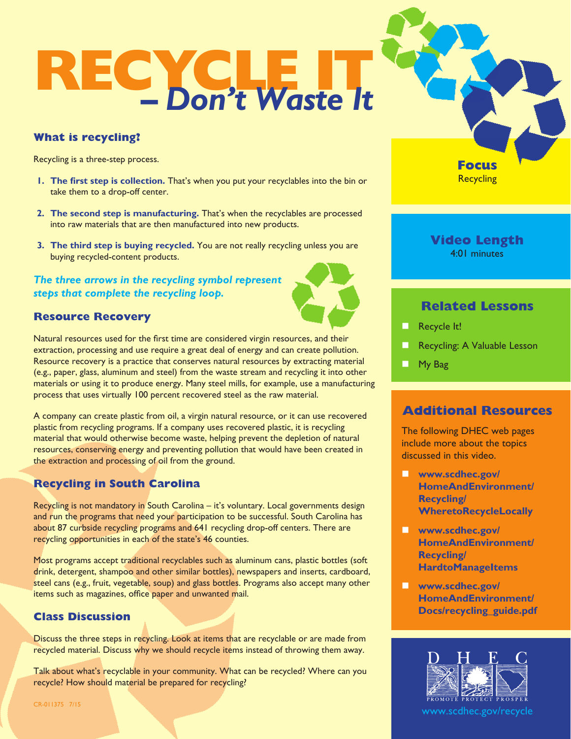# RECYCLE IT – *Don't Waste It*

## What is recycling?

Recycling is a three-step process.

1. **The first step is collection.** That's when you put your recyclables into the bin or take them to a drop-off center.
2. **The second step is manufacturing.** That's when the recyclables are processed into raw materials that are then manufactured into new products.
3. **The third step is buying recycled.** You are not really recycling unless you are buying recycled-content products.

***The three arrows in the recycling symbol represent steps that complete the recycling loop.***

## Resource Recovery

Natural resources used for the first time are considered virgin resources, and their extraction, processing and use require a great deal of energy and can create pollution. Resource recovery is a practice that conserves natural resources by extracting material (e.g., paper, glass, aluminum and steel) from the waste stream and recycling it into other materials or using it to produce energy. Many steel mills, for example, use a manufacturing process that uses virtually 100 percent recovered steel as the raw material.

A company can create plastic from oil, a virgin natural resource, or it can use recovered plastic from recycling programs. If a company uses recovered plastic, it is recycling material that would otherwise become waste, helping prevent the depletion of natural resources, conserving energy and preventing pollution that would have been created in the extraction and processing of oil from the ground.

## Recycling in South Carolina

Recycling is not mandatory in South Carolina – it's voluntary. Local governments design and run the programs that need your participation to be successful. South Carolina has about 87 curbside recycling programs and 641 recycling drop-off centers. There are recycling opportunities in each of the state's 46 counties.

Most programs accept traditional recyclables such as aluminum cans, plastic bottles (soft drink, detergent, shampoo and other similar bottles), newspapers and inserts, cardboard, steel cans (e.g., fruit, vegetable, soup) and glass bottles. Programs also accept many other items such as magazines, office paper and unwanted mail.

## Class Discussion

Discuss the three steps in recycling. Look at items that are recyclable or are made from recycled material. Discuss why we should recycle items instead of throwing them away.

Talk about what's recyclable in your community. What can be recycled? Where can you recycle? How should material be prepared for recycling?

CR-011375 7/15

## Focus

Recycling

## Video Length

4:01 minutes

## Related Lessons

- Recycle It!
- Recycling: A Valuable Lesson
- My Bag

## Additional Resources

The following DHEC web pages include more about the topics discussed in this video.

- **www.scdhec.gov/HomeAndEnvironment/Recycling/WheretoRecycleLocally**
- **www.scdhec.gov/HomeAndEnvironment/Recycling/HardtoManageItems**
- **www.scdhec.gov/HomeAndEnvironment/Docs/recycling_guide.pdf**

DHEC

PROMOTE PROTECT PROSPER

www.scdhec.gov/recycle